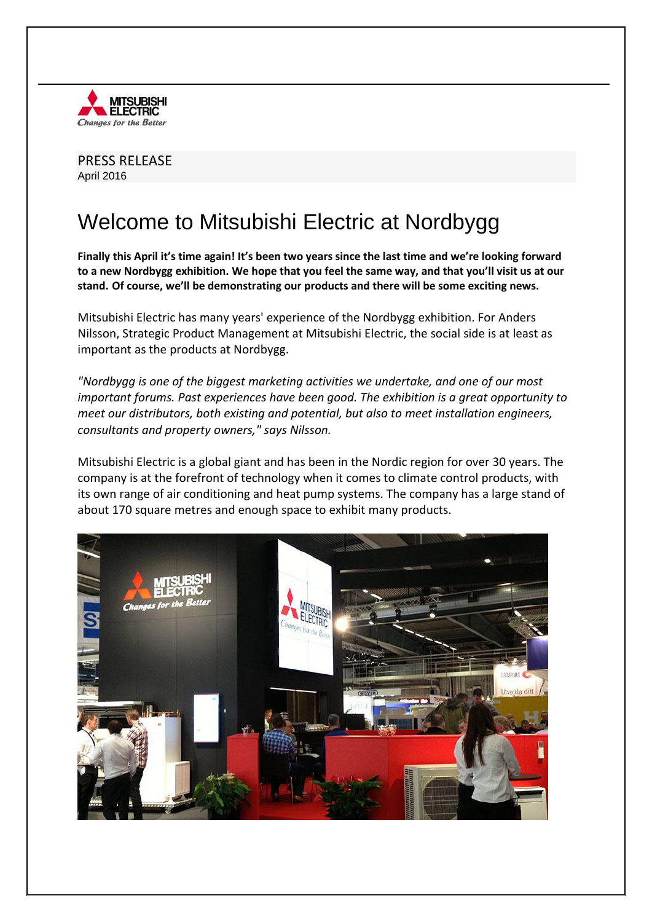PRESS RELEASE
April 2016

# Welcome to Mitsubishi Electric at Nordbygg

**Finally this April it's time again! It's been two years since the last time and we're looking forward to a new Nordbygg exhibition. We hope that you feel the same way, and that you'll visit us at our stand. Of course, we'll be demonstrating our products and there will be some exciting news.**

Mitsubishi Electric has many years' experience of the Nordbygg exhibition. For Anders Nilsson, Strategic Product Management at Mitsubishi Electric, the social side is at least as important as the products at Nordbygg.

*"Nordbygg is one of the biggest marketing activities we undertake, and one of our most important forums. Past experiences have been good. The exhibition is a great opportunity to meet our distributors, both existing and potential, but also to meet installation engineers, consultants and property owners," says Nilsson.*

Mitsubishi Electric is a global giant and has been in the Nordic region for over 30 years. The company is at the forefront of technology when it comes to climate control products, with its own range of air conditioning and heat pump systems. The company has a large stand of about 170 square metres and enough space to exhibit many products.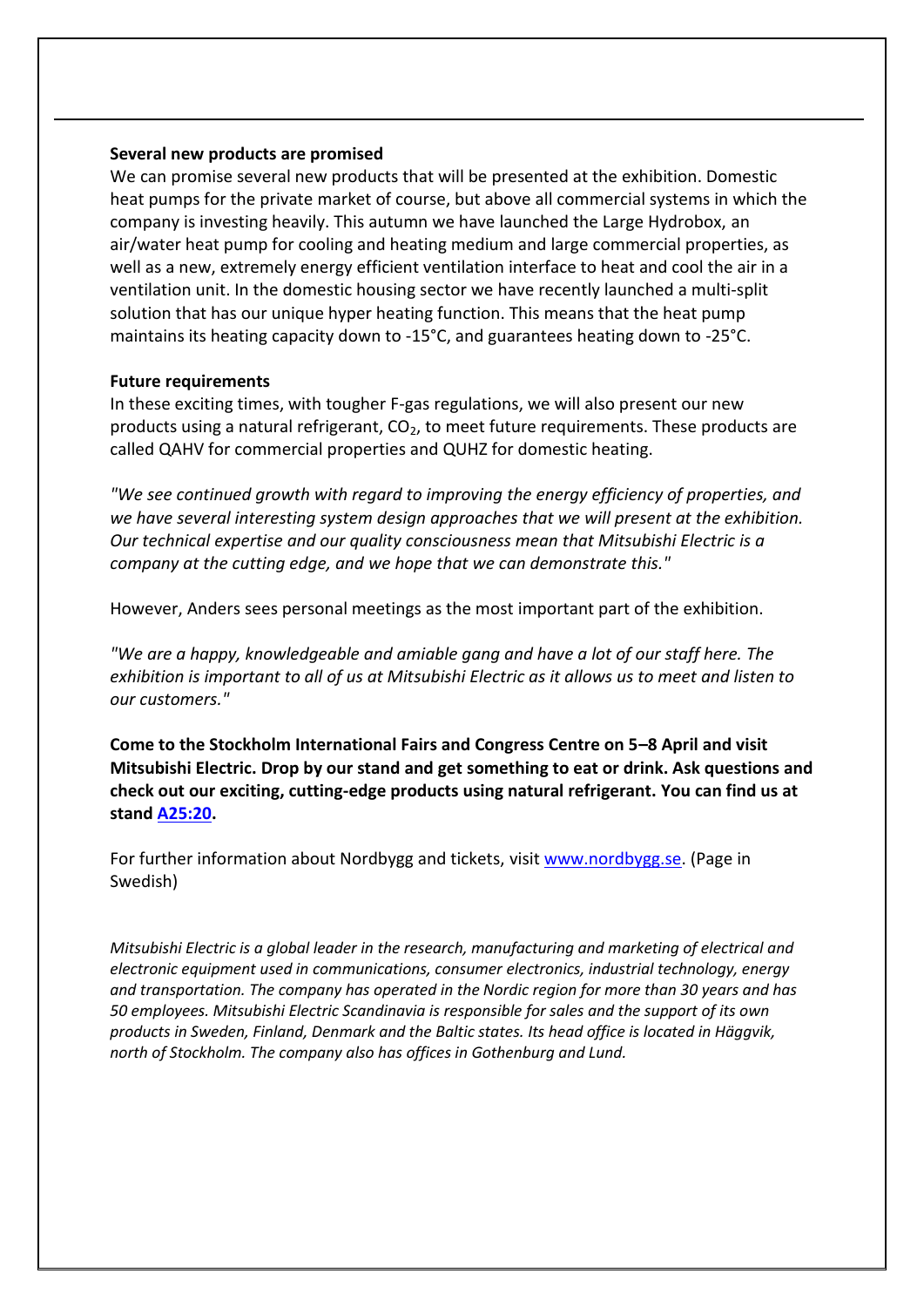**Several new products are promised**

We can promise several new products that will be presented at the exhibition. Domestic heat pumps for the private market of course, but above all commercial systems in which the company is investing heavily. This autumn we have launched the Large Hydrobox, an air/water heat pump for cooling and heating medium and large commercial properties, as well as a new, extremely energy efficient ventilation interface to heat and cool the air in a ventilation unit. In the domestic housing sector we have recently launched a multi-split solution that has our unique hyper heating function. This means that the heat pump maintains its heating capacity down to -15°C, and guarantees heating down to -25°C.

**Future requirements**

In these exciting times, with tougher F-gas regulations, we will also present our new products using a natural refrigerant, $CO_2$, to meet future requirements. These products are called QAHV for commercial properties and QUHZ for domestic heating.

*"We see continued growth with regard to improving the energy efficiency of properties, and we have several interesting system design approaches that we will present at the exhibition. Our technical expertise and our quality consciousness mean that Mitsubishi Electric is a company at the cutting edge, and we hope that we can demonstrate this."*

However, Anders sees personal meetings as the most important part of the exhibition.

*"We are a happy, knowledgeable and amiable gang and have a lot of our staff here. The exhibition is important to all of us at Mitsubishi Electric as it allows us to meet and listen to our customers."*

**Come to the Stockholm International Fairs and Congress Centre on 5–8 April and visit Mitsubishi Electric. Drop by our stand and get something to eat or drink. Ask questions and check out our exciting, cutting-edge products using natural refrigerant. You can find us at stand A25:20.**

For further information about Nordbygg and tickets, visit www.nordbygg.se. (Page in Swedish)

*Mitsubishi Electric is a global leader in the research, manufacturing and marketing of electrical and electronic equipment used in communications, consumer electronics, industrial technology, energy and transportation. The company has operated in the Nordic region for more than 30 years and has 50 employees. Mitsubishi Electric Scandinavia is responsible for sales and the support of its own products in Sweden, Finland, Denmark and the Baltic states. Its head office is located in Häggvik, north of Stockholm. The company also has offices in Gothenburg and Lund.*